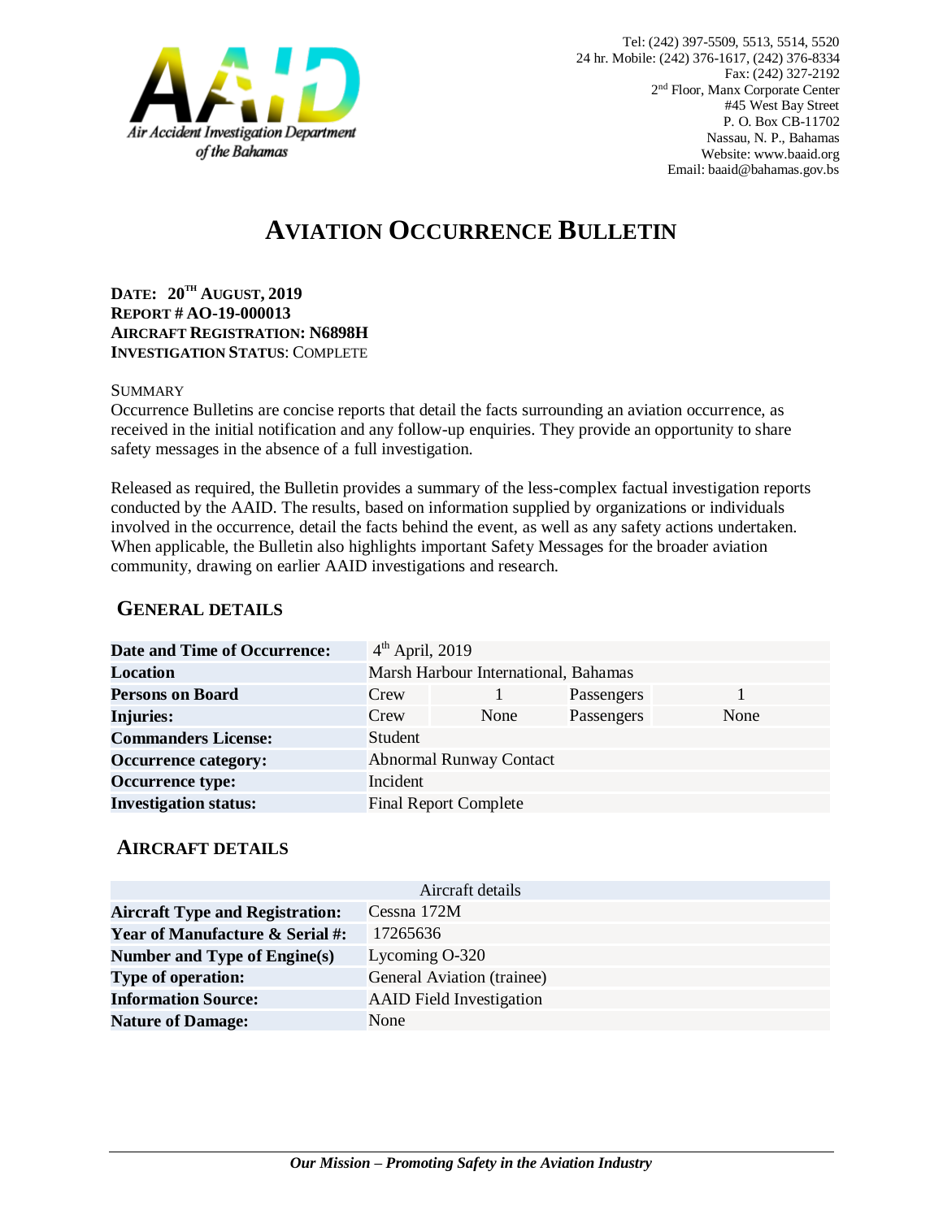Air Accident Investigation Department of the Bahamas

Tel: (242) 397-5509, 5513, 5514, 5520
24 hr. Mobile: (242) 376-1617, (242) 376-8334
Fax: (242) 327-2192
2nd Floor, Manx Corporate Center
#45 West Bay Street
P. O. Box CB-11702
Nassau, N. P., Bahamas
Website: www.baaid.org
Email: baaid@bahamas.gov.bs

# AVIATION OCCURRENCE BULLETIN

**DATE: 20TH AUGUST, 2019**
**REPORT # AO-19-000013**
**AIRCRAFT REGISTRATION: N6898H**
**INVESTIGATION STATUS**: COMPLETE

SUMMARY

Occurrence Bulletins are concise reports that detail the facts surrounding an aviation occurrence, as received in the initial notification and any follow-up enquiries. They provide an opportunity to share safety messages in the absence of a full investigation.

Released as required, the Bulletin provides a summary of the less-complex factual investigation reports conducted by the AAID. The results, based on information supplied by organizations or individuals involved in the occurrence, detail the facts behind the event, as well as any safety actions undertaken. When applicable, the Bulletin also highlights important Safety Messages for the broader aviation community, drawing on earlier AAID investigations and research.

## GENERAL DETAILS

| | | | | |
|---|---|---|---|---|
| **Date and Time of Occurrence:** | 4th April, 2019 | | | |
| **Location** | Marsh Harbour International, Bahamas | | | |
| **Persons on Board** | Crew | 1 | Passengers | 1 |
| **Injuries:** | Crew | None | Passengers | None |
| **Commanders License:** | Student | | | |
| **Occurrence category:** | Abnormal Runway Contact | | | |
| **Occurrence type:** | Incident | | | |
| **Investigation status:** | Final Report Complete | | | |

## AIRCRAFT DETAILS

| Aircraft details | |
|---|---|
| **Aircraft Type and Registration:** | Cessna 172M |
| **Year of Manufacture & Serial #:** | 17265636 |
| **Number and Type of Engine(s)** | Lycoming O-320 |
| **Type of operation:** | General Aviation (trainee) |
| **Information Source:** | AAID Field Investigation |
| **Nature of Damage:** | None |

***Our Mission – Promoting Safety in the Aviation Industry***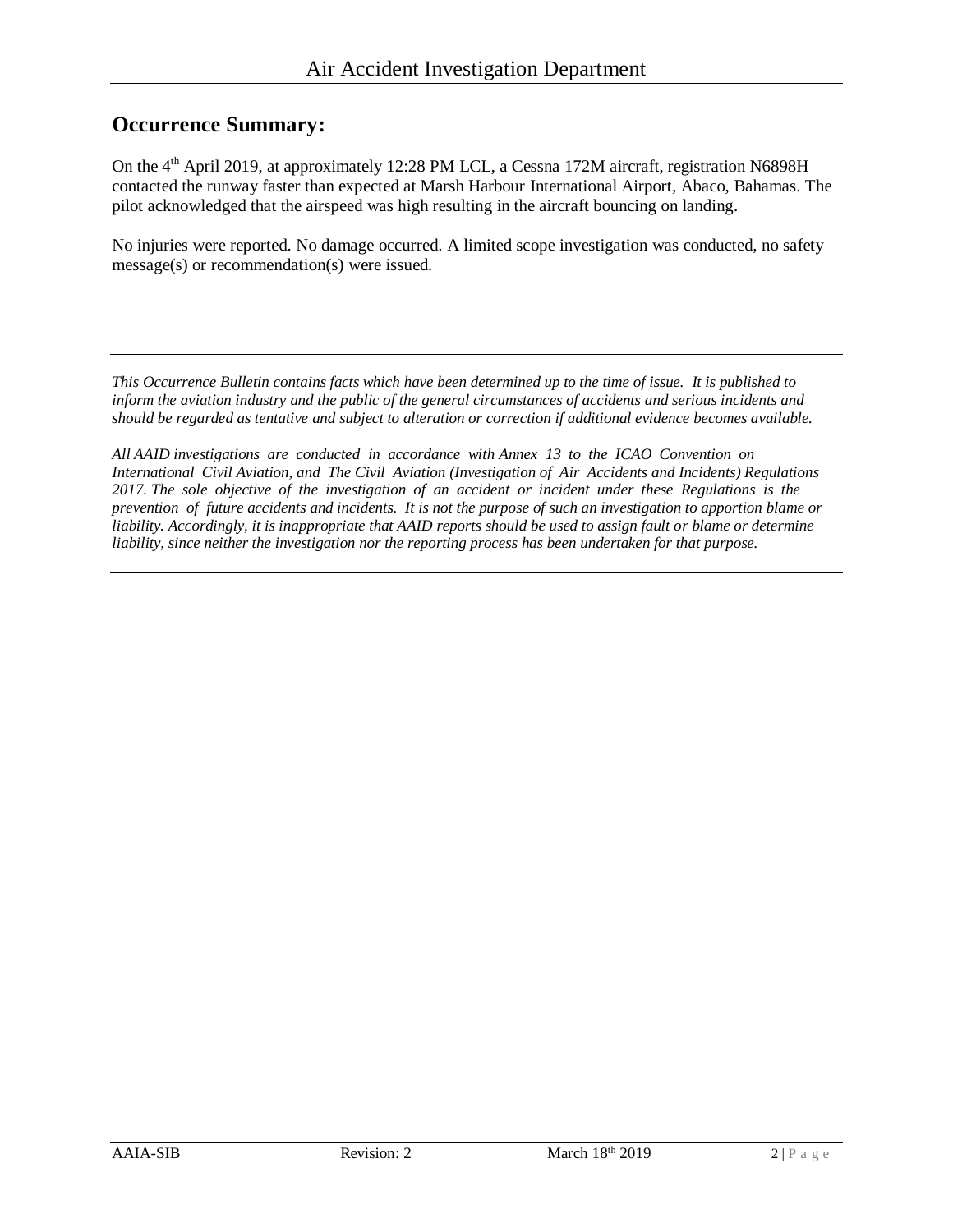## Occurrence Summary:

On the 4th April 2019, at approximately 12:28 PM LCL, a Cessna 172M aircraft, registration N6898H contacted the runway faster than expected at Marsh Harbour International Airport, Abaco, Bahamas. The pilot acknowledged that the airspeed was high resulting in the aircraft bouncing on landing.

No injuries were reported. No damage occurred. A limited scope investigation was conducted, no safety message(s) or recommendation(s) were issued.

---

*This Occurrence Bulletin contains facts which have been determined up to the time of issue. It is published to inform the aviation industry and the public of the general circumstances of accidents and serious incidents and should be regarded as tentative and subject to alteration or correction if additional evidence becomes available.*

*All AAID investigations are conducted in accordance with Annex 13 to the ICAO Convention on International Civil Aviation, and The Civil Aviation (Investigation of Air Accidents and Incidents) Regulations 2017. The sole objective of the investigation of an accident or incident under these Regulations is the prevention of future accidents and incidents. It is not the purpose of such an investigation to apportion blame or liability. Accordingly, it is inappropriate that AAID reports should be used to assign fault or blame or determine liability, since neither the investigation nor the reporting process has been undertaken for that purpose.*

---